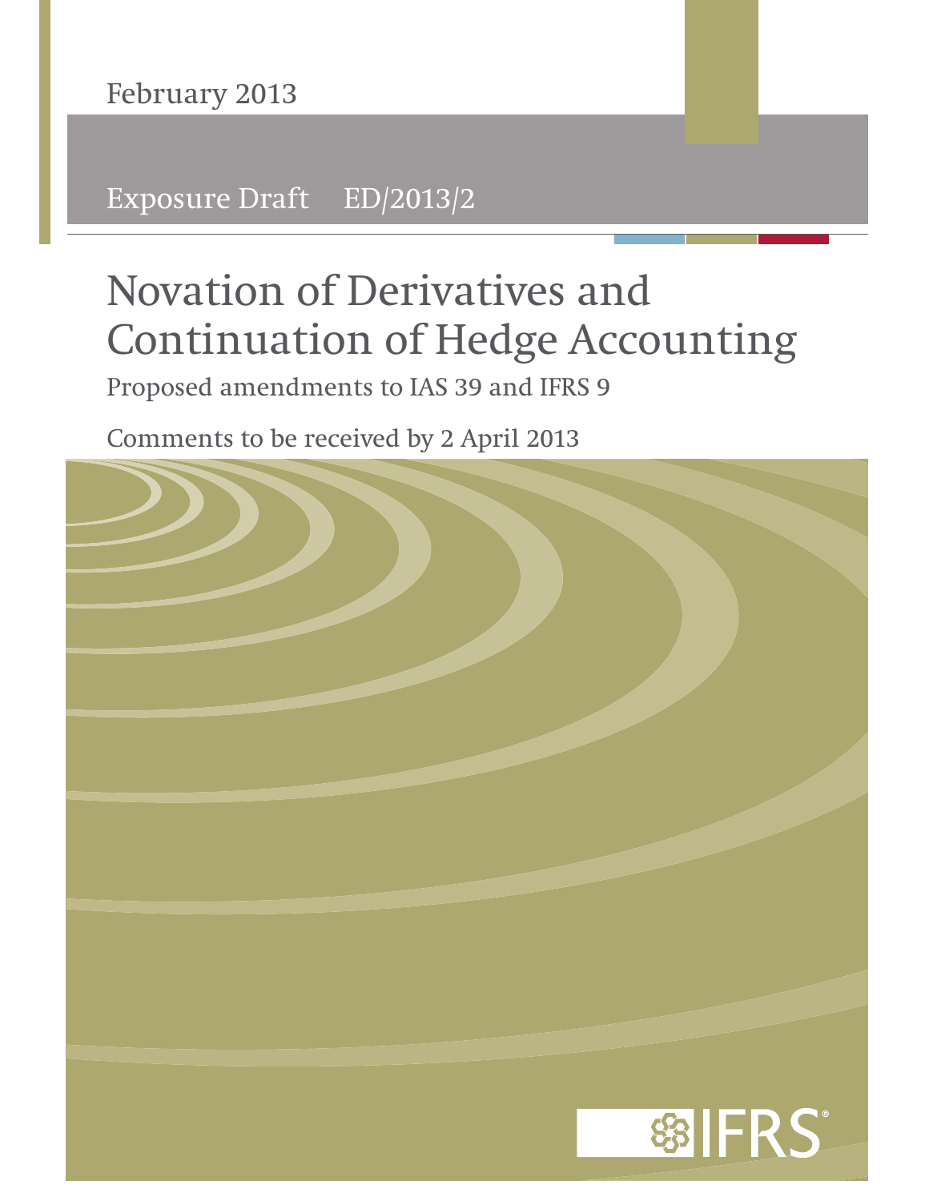February 2013

Exposure Draft ED/2013/2

# Novation of Derivatives and Continuation of Hedge Accounting

Proposed amendments to IAS 39 and IFRS 9

Comments to be received by 2 April 2013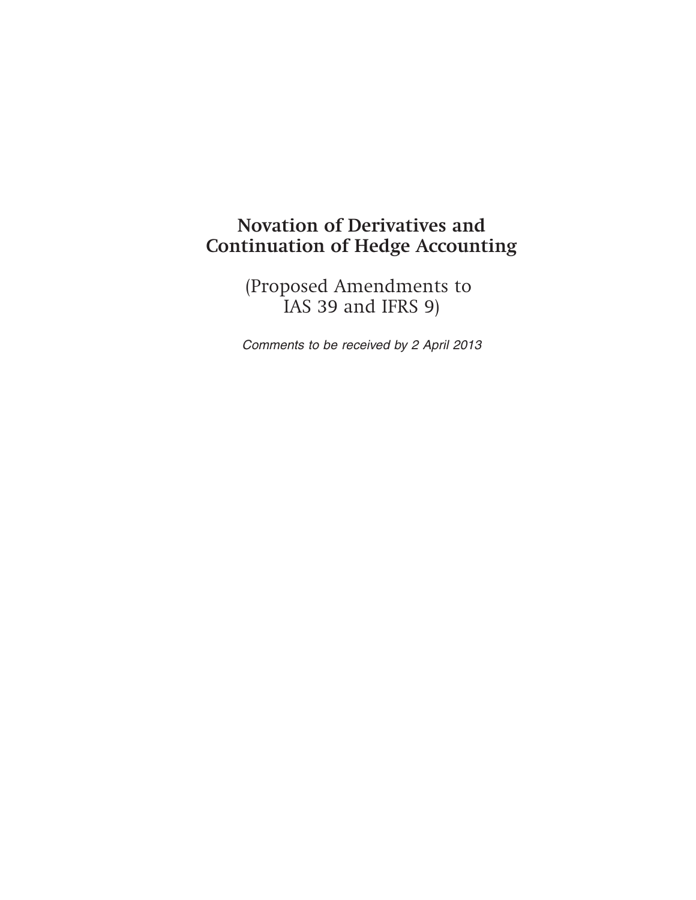# Novation of Derivatives and Continuation of Hedge Accounting

(Proposed Amendments to IAS 39 and IFRS 9)

*Comments to be received by 2 April 2013*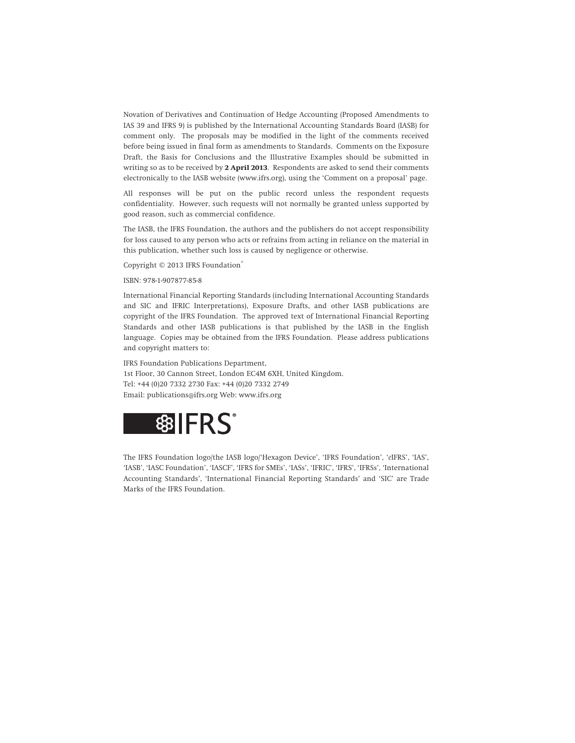Novation of Derivatives and Continuation of Hedge Accounting (Proposed Amendments to IAS 39 and IFRS 9) is published by the International Accounting Standards Board (IASB) for comment only. The proposals may be modified in the light of the comments received before being issued in final form as amendments to Standards. Comments on the Exposure Draft, the Basis for Conclusions and the Illustrative Examples should be submitted in writing so as to be received by **2 April 2013**. Respondents are asked to send their comments electronically to the IASB website (www.ifrs.org), using the 'Comment on a proposal' page.

All responses will be put on the public record unless the respondent requests confidentiality. However, such requests will not normally be granted unless supported by good reason, such as commercial confidence.

The IASB, the IFRS Foundation, the authors and the publishers do not accept responsibility for loss caused to any person who acts or refrains from acting in reliance on the material in this publication, whether such loss is caused by negligence or otherwise.

Copyright © 2013 IFRS Foundation®

ISBN: 978-1-907877-85-8

International Financial Reporting Standards (including International Accounting Standards and SIC and IFRIC Interpretations), Exposure Drafts, and other IASB publications are copyright of the IFRS Foundation. The approved text of International Financial Reporting Standards and other IASB publications is that published by the IASB in the English language. Copies may be obtained from the IFRS Foundation. Please address publications and copyright matters to:

IFRS Foundation Publications Department,
1st Floor, 30 Cannon Street, London EC4M 6XH, United Kingdom.
Tel: +44 (0)20 7332 2730 Fax: +44 (0)20 7332 2749
Email: publications@ifrs.org Web: www.ifrs.org

IFRS®

The IFRS Foundation logo/the IASB logo/'Hexagon Device', 'IFRS Foundation', '*e*IFRS', 'IAS', 'IASB', 'IASC Foundation', 'IASCF', 'IFRS for SMEs', 'IASs', 'IFRIC', 'IFRS', 'IFRSs', 'International Accounting Standards', 'International Financial Reporting Standards' and 'SIC' are Trade Marks of the IFRS Foundation.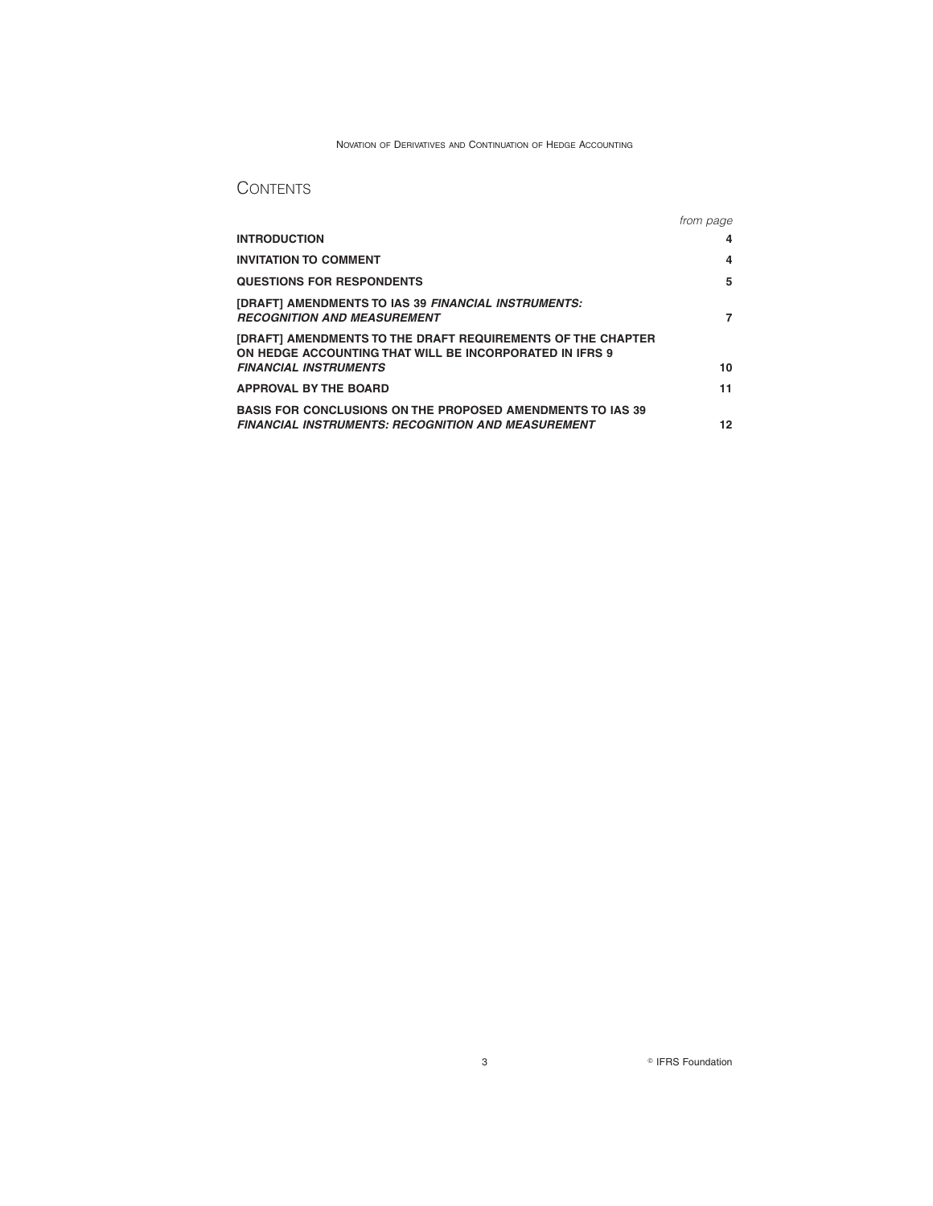## CONTENTS

| | *from page* |
|---|---|
| **INTRODUCTION** | **4** |
| **INVITATION TO COMMENT** | **4** |
| **QUESTIONS FOR RESPONDENTS** | **5** |
| **[DRAFT] AMENDMENTS TO IAS 39 *FINANCIAL INSTRUMENTS: RECOGNITION AND MEASUREMENT*** | **7** |
| **[DRAFT] AMENDMENTS TO THE DRAFT REQUIREMENTS OF THE CHAPTER ON HEDGE ACCOUNTING THAT WILL BE INCORPORATED IN IFRS 9 *FINANCIAL INSTRUMENTS*** | **10** |
| **APPROVAL BY THE BOARD** | **11** |
| **BASIS FOR CONCLUSIONS ON THE PROPOSED AMENDMENTS TO IAS 39 *FINANCIAL INSTRUMENTS: RECOGNITION AND MEASUREMENT*** | **12** |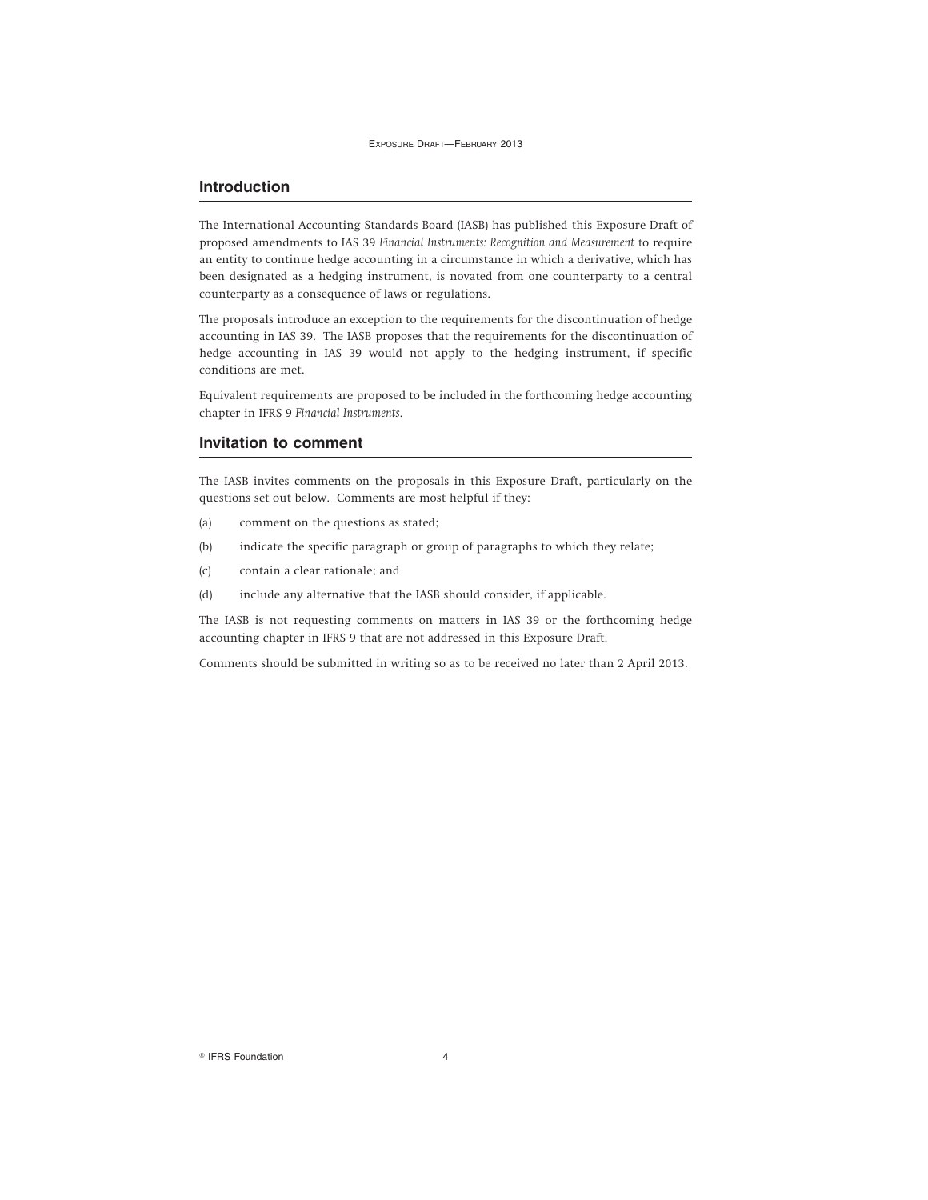## Introduction

The International Accounting Standards Board (IASB) has published this Exposure Draft of proposed amendments to IAS 39 *Financial Instruments: Recognition and Measurement* to require an entity to continue hedge accounting in a circumstance in which a derivative, which has been designated as a hedging instrument, is novated from one counterparty to a central counterparty as a consequence of laws or regulations.

The proposals introduce an exception to the requirements for the discontinuation of hedge accounting in IAS 39. The IASB proposes that the requirements for the discontinuation of hedge accounting in IAS 39 would not apply to the hedging instrument, if specific conditions are met.

Equivalent requirements are proposed to be included in the forthcoming hedge accounting chapter in IFRS 9 *Financial Instruments*.

## Invitation to comment

The IASB invites comments on the proposals in this Exposure Draft, particularly on the questions set out below. Comments are most helpful if they:

(a) comment on the questions as stated;

(b) indicate the specific paragraph or group of paragraphs to which they relate;

(c) contain a clear rationale; and

(d) include any alternative that the IASB should consider, if applicable.

The IASB is not requesting comments on matters in IAS 39 or the forthcoming hedge accounting chapter in IFRS 9 that are not addressed in this Exposure Draft.

Comments should be submitted in writing so as to be received no later than 2 April 2013.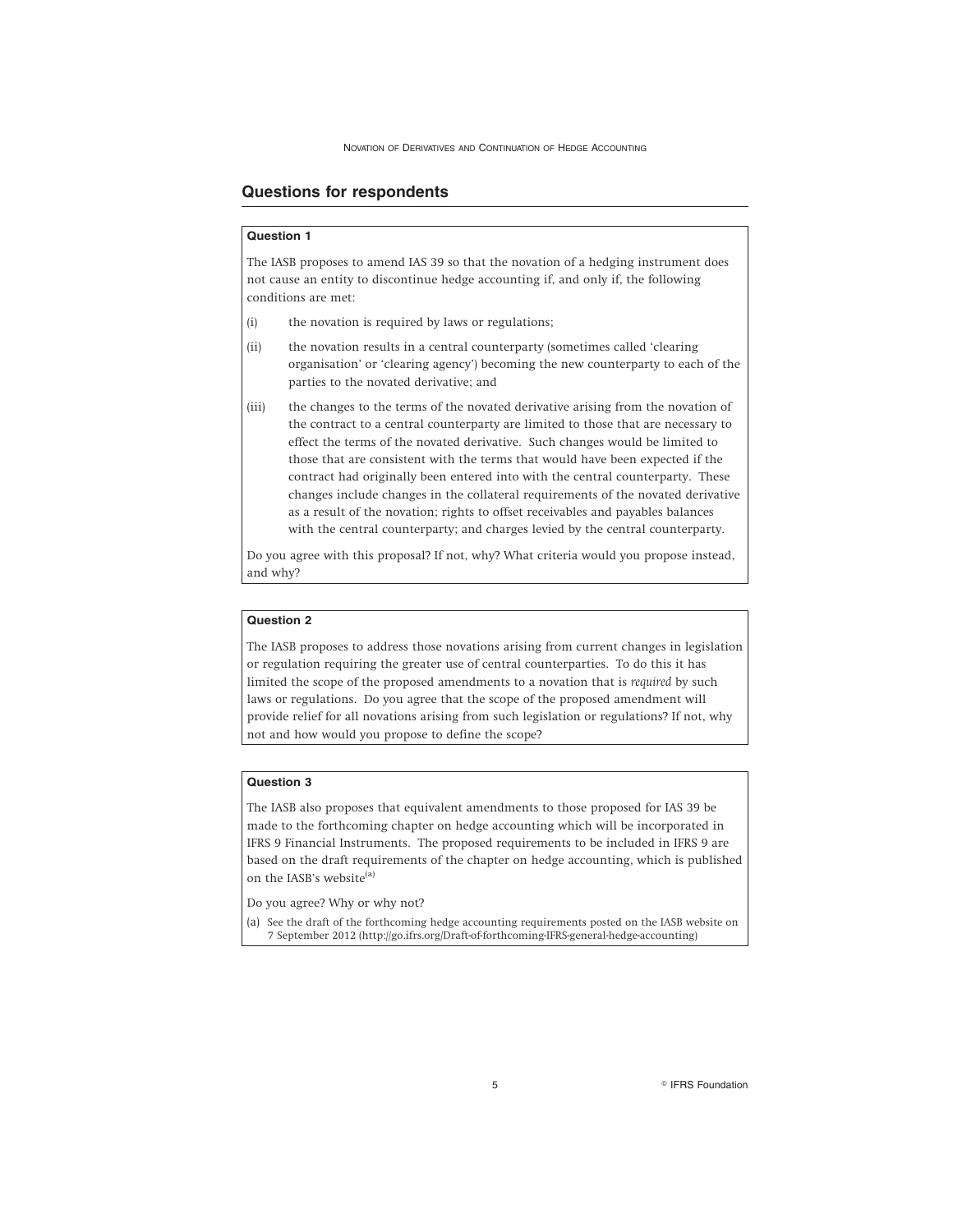## Questions for respondents

**Question 1**

The IASB proposes to amend IAS 39 so that the novation of a hedging instrument does not cause an entity to discontinue hedge accounting if, and only if, the following conditions are met:

(i) the novation is required by laws or regulations;

(ii) the novation results in a central counterparty (sometimes called 'clearing organisation' or 'clearing agency') becoming the new counterparty to each of the parties to the novated derivative; and

(iii) the changes to the terms of the novated derivative arising from the novation of the contract to a central counterparty are limited to those that are necessary to effect the terms of the novated derivative. Such changes would be limited to those that are consistent with the terms that would have been expected if the contract had originally been entered into with the central counterparty. These changes include changes in the collateral requirements of the novated derivative as a result of the novation; rights to offset receivables and payables balances with the central counterparty; and charges levied by the central counterparty.

Do you agree with this proposal? If not, why? What criteria would you propose instead, and why?

**Question 2**

The IASB proposes to address those novations arising from current changes in legislation or regulation requiring the greater use of central counterparties. To do this it has limited the scope of the proposed amendments to a novation that is *required* by such laws or regulations. Do you agree that the scope of the proposed amendment will provide relief for all novations arising from such legislation or regulations? If not, why not and how would you propose to define the scope?

**Question 3**

The IASB also proposes that equivalent amendments to those proposed for IAS 39 be made to the forthcoming chapter on hedge accounting which will be incorporated in IFRS 9 Financial Instruments. The proposed requirements to be included in IFRS 9 are based on the draft requirements of the chapter on hedge accounting, which is published on the IASB's website[(a)]

Do you agree? Why or why not?

(a) See the draft of the forthcoming hedge accounting requirements posted on the IASB website on 7 September 2012 (http://go.ifrs.org/Draft-of-forthcoming-IFRS-general-hedge-accounting)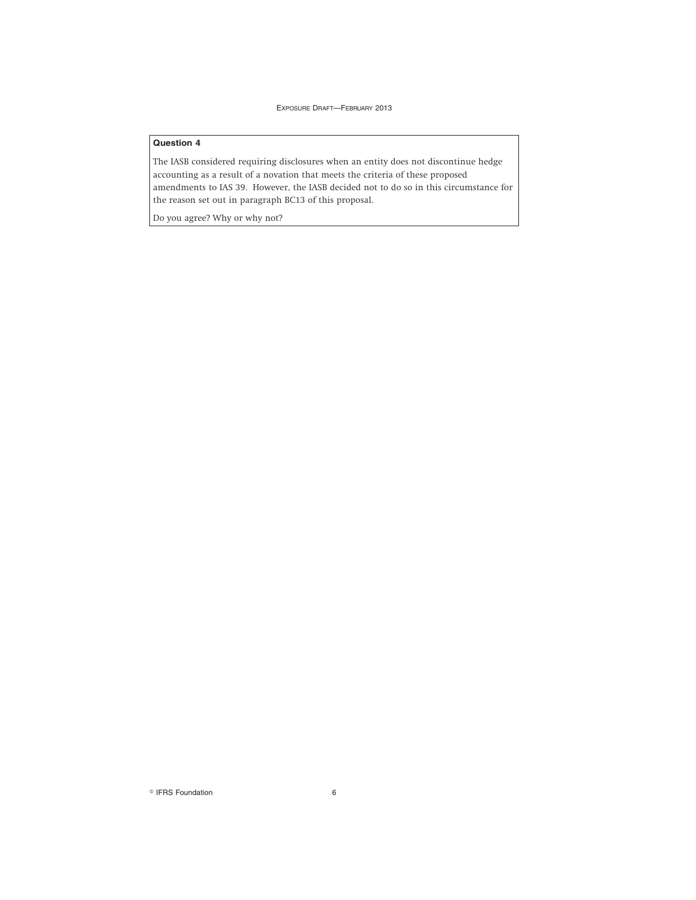**Question 4**

The IASB considered requiring disclosures when an entity does not discontinue hedge accounting as a result of a novation that meets the criteria of these proposed amendments to IAS 39. However, the IASB decided not to do so in this circumstance for the reason set out in paragraph BC13 of this proposal.

Do you agree? Why or why not?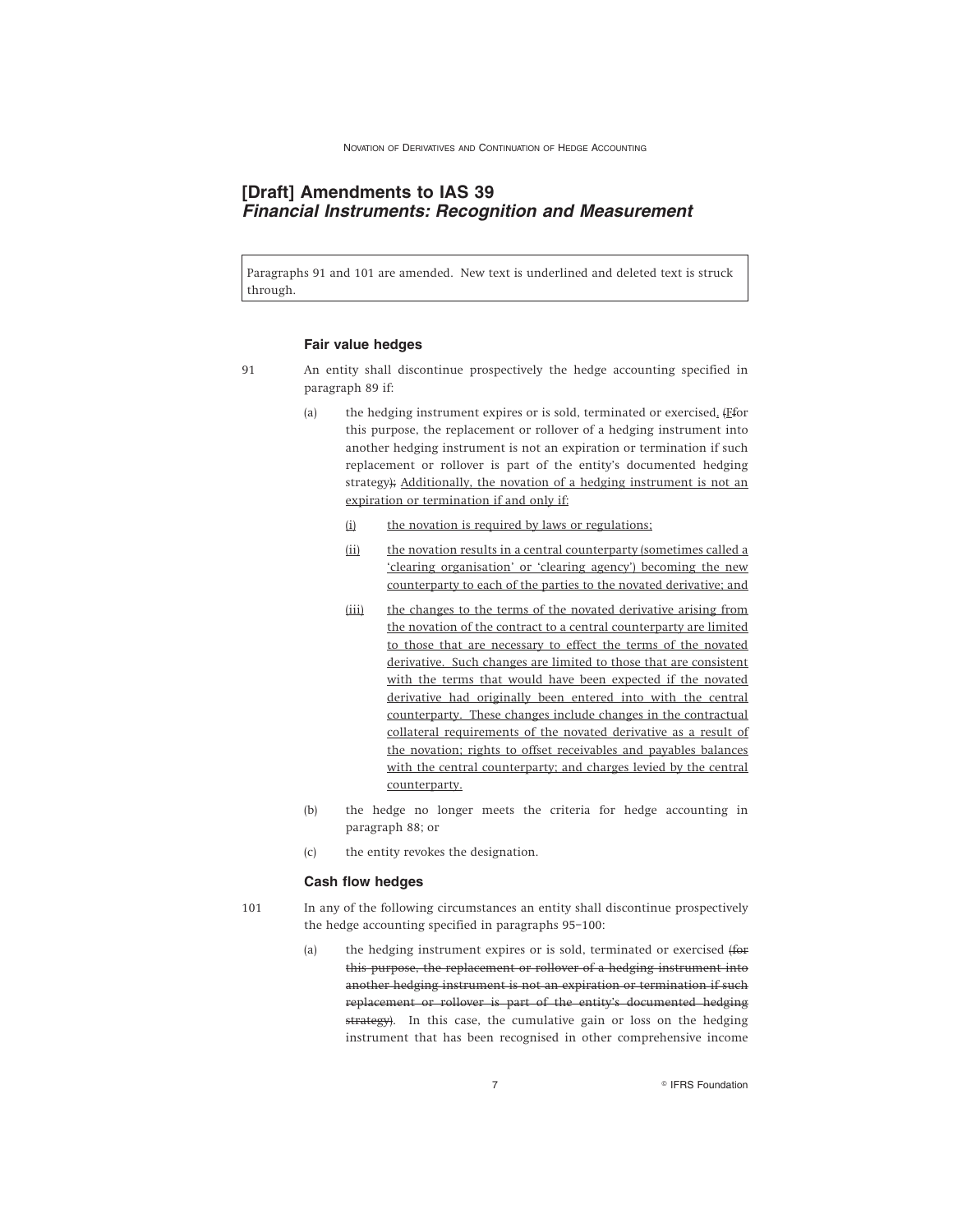# [Draft] Amendments to IAS 39 *Financial Instruments: Recognition and Measurement*

Paragraphs 91 and 101 are amended. New text is underlined and deleted text is struck through.

### Fair value hedges

91 An entity shall discontinue prospectively the hedge accounting specified in paragraph 89 if:

(a) the hedging instrument expires or is sold, terminated or exercised<u>.</u> ~~(~~<u>F</u>~~f~~or this purpose, the replacement or rollover of a hedging instrument into another hedging instrument is not an expiration or termination if such replacement or rollover is part of the entity's documented hedging strategy~~);~~ <u>Additionally, the novation of a hedging instrument is not an expiration or termination if and only if:</u>

> <u>(i)</u> <u>the novation is required by laws or regulations;</u>
>
> <u>(ii)</u> <u>the novation results in a central counterparty (sometimes called a 'clearing organisation' or 'clearing agency') becoming the new counterparty to each of the parties to the novated derivative; and</u>
>
> <u>(iii)</u> <u>the changes to the terms of the novated derivative arising from the novation of the contract to a central counterparty are limited to those that are necessary to effect the terms of the novated derivative. Such changes are limited to those that are consistent with the terms that would have been expected if the novated derivative had originally been entered into with the central counterparty. These changes include changes in the contractual collateral requirements of the novated derivative as a result of the novation; rights to offset receivables and payables balances with the central counterparty; and charges levied by the central counterparty.</u>

(b) the hedge no longer meets the criteria for hedge accounting in paragraph 88; or

(c) the entity revokes the designation.

### Cash flow hedges

101 In any of the following circumstances an entity shall discontinue prospectively the hedge accounting specified in paragraphs 95–100:

(a) the hedging instrument expires or is sold, terminated or exercised ~~(for this purpose, the replacement or rollover of a hedging instrument into another hedging instrument is not an expiration or termination if such replacement or rollover is part of the entity's documented hedging strategy)~~. In this case, the cumulative gain or loss on the hedging instrument that has been recognised in other comprehensive income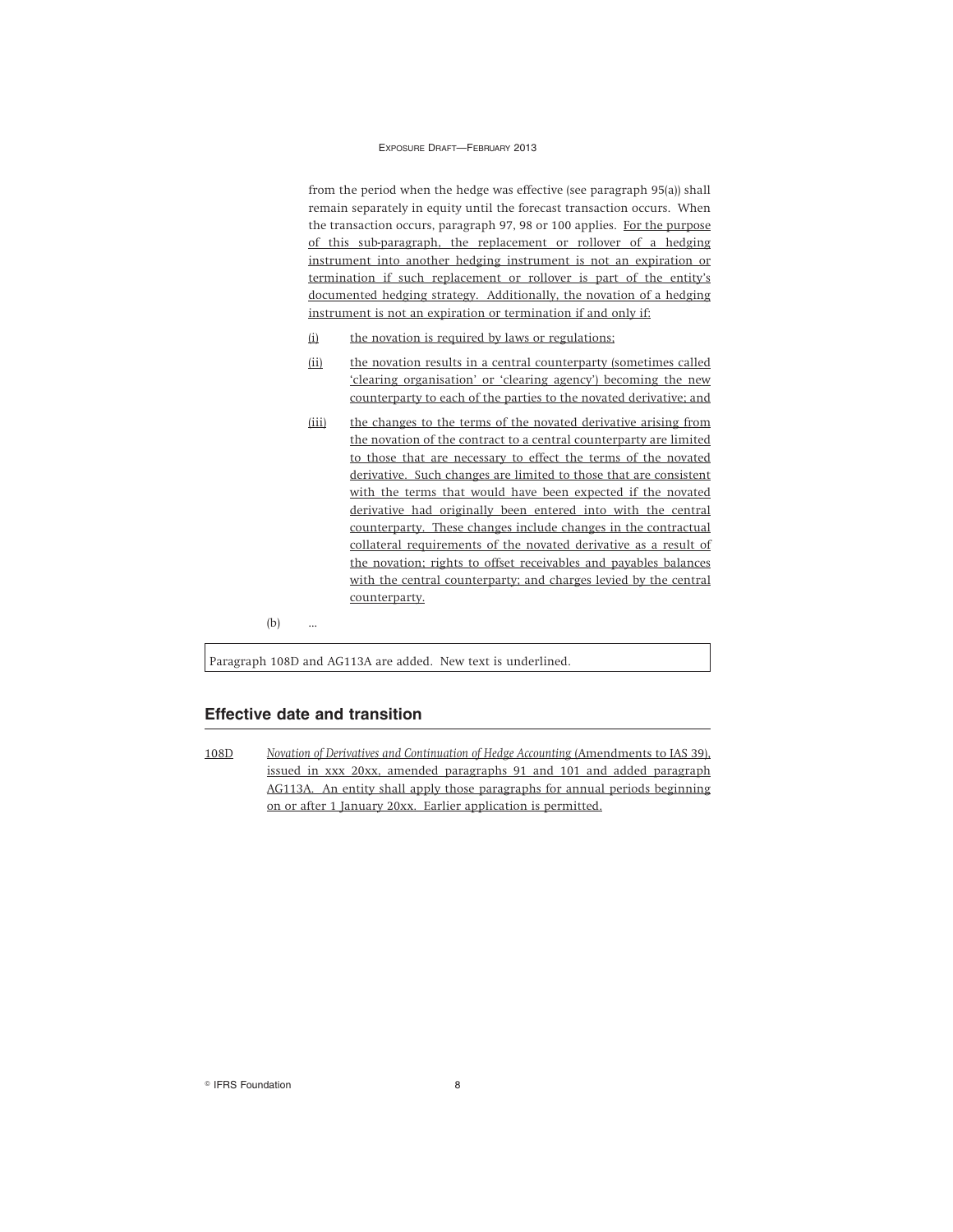from the period when the hedge was effective (see paragraph 95(a)) shall remain separately in equity until the forecast transaction occurs. When the transaction occurs, paragraph 97, 98 or 100 applies. For the purpose of this sub-paragraph, the replacement or rollover of a hedging instrument into another hedging instrument is not an expiration or termination if such replacement or rollover is part of the entity's documented hedging strategy. Additionally, the novation of a hedging instrument is not an expiration or termination if and only if:

(i) the novation is required by laws or regulations;

(ii) the novation results in a central counterparty (sometimes called 'clearing organisation' or 'clearing agency') becoming the new counterparty to each of the parties to the novated derivative; and

(iii) the changes to the terms of the novated derivative arising from the novation of the contract to a central counterparty are limited to those that are necessary to effect the terms of the novated derivative. Such changes are limited to those that are consistent with the terms that would have been expected if the novated derivative had originally been entered into with the central counterparty. These changes include changes in the contractual collateral requirements of the novated derivative as a result of the novation; rights to offset receivables and payables balances with the central counterparty; and charges levied by the central counterparty.

(b) ...

Paragraph 108D and AG113A are added. New text is underlined.

## Effective date and transition

108D *Novation of Derivatives and Continuation of Hedge Accounting* (Amendments to IAS 39), issued in xxx 20xx, amended paragraphs 91 and 101 and added paragraph AG113A. An entity shall apply those paragraphs for annual periods beginning on or after 1 January 20xx. Earlier application is permitted.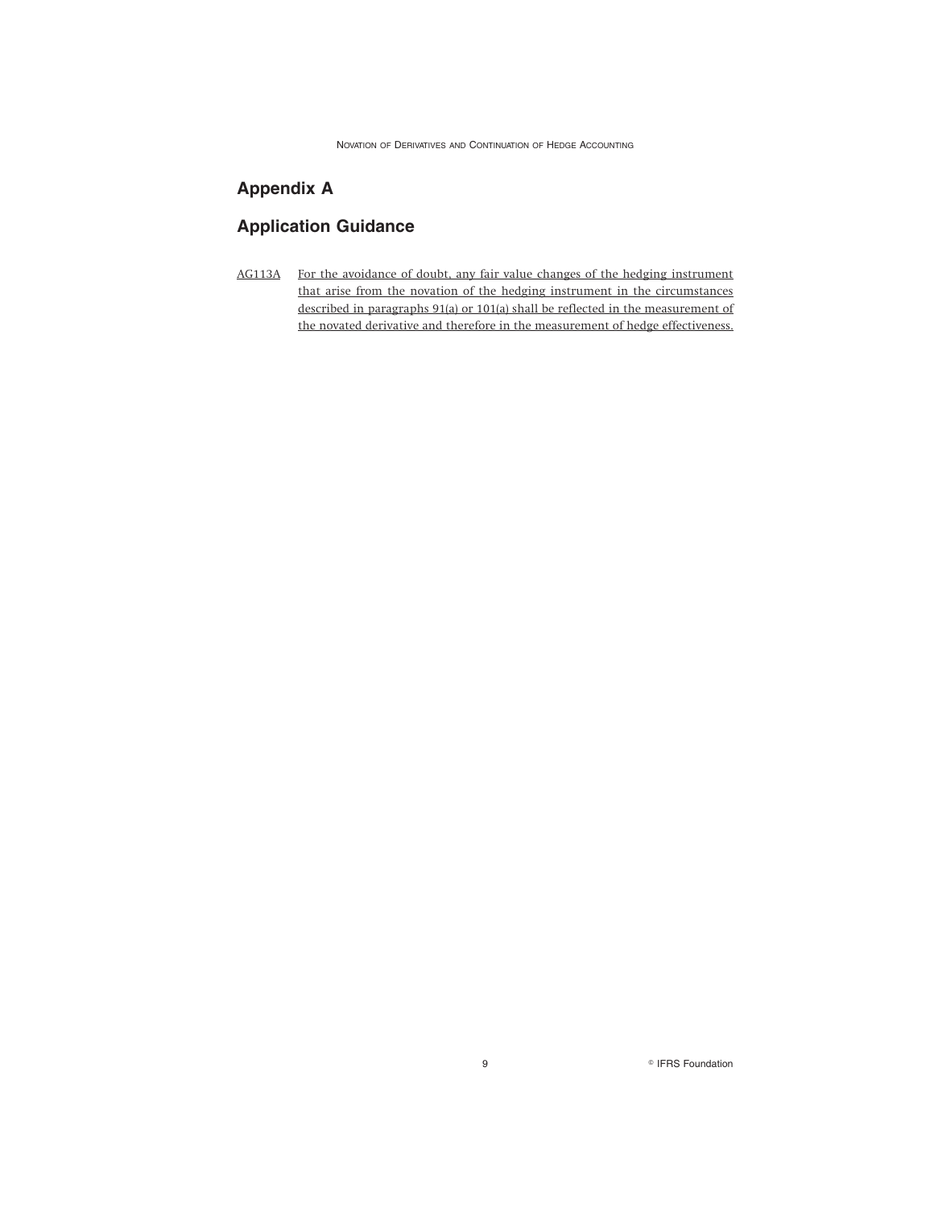## Appendix A

## Application Guidance

AG113A For the avoidance of doubt, any fair value changes of the hedging instrument that arise from the novation of the hedging instrument in the circumstances described in paragraphs 91(a) or 101(a) shall be reflected in the measurement of the novated derivative and therefore in the measurement of hedge effectiveness.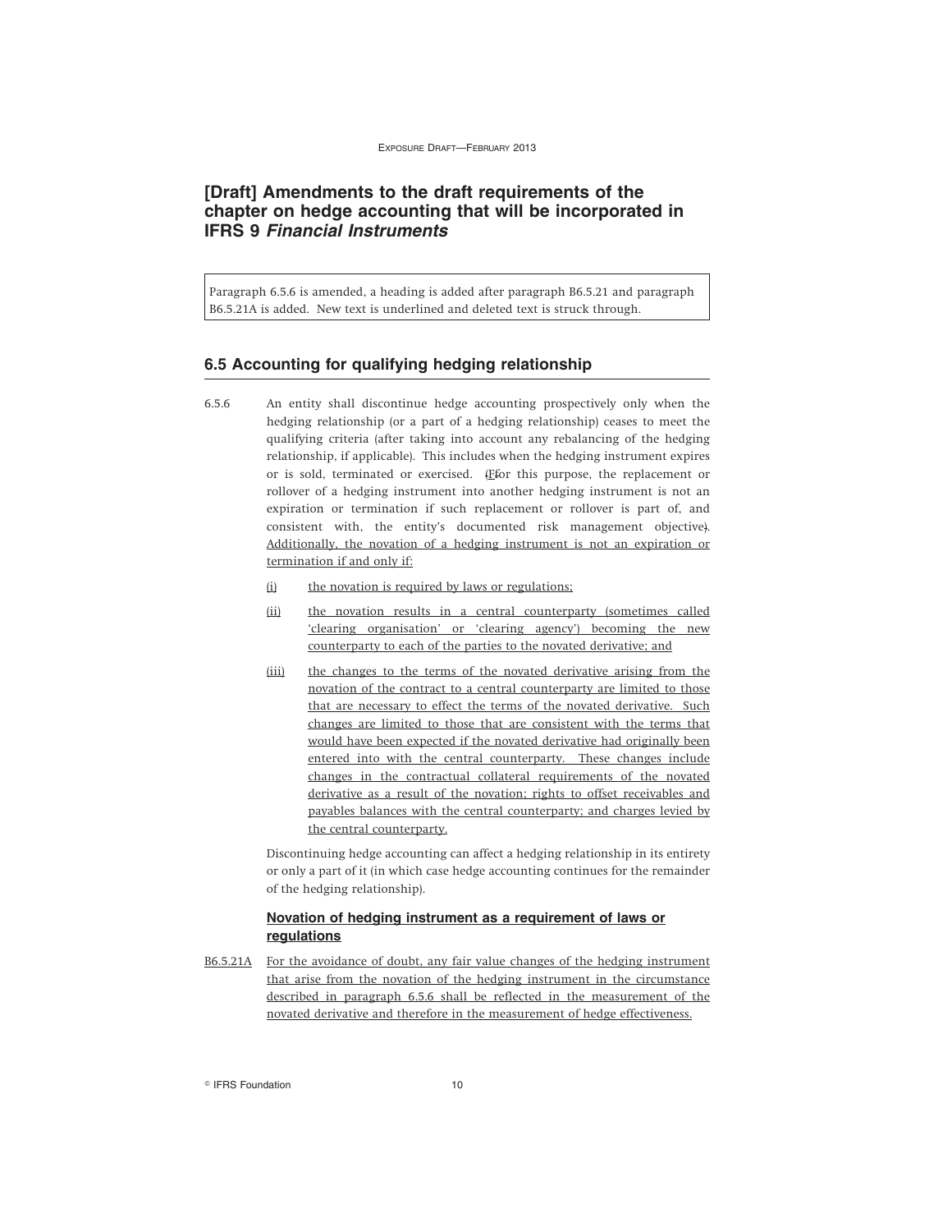## [Draft] Amendments to the draft requirements of the chapter on hedge accounting that will be incorporated in IFRS 9 *Financial Instruments*

Paragraph 6.5.6 is amended, a heading is added after paragraph B6.5.21 and paragraph B6.5.21A is added. New text is underlined and deleted text is struck through.

### 6.5 Accounting for qualifying hedging relationship

6.5.6 An entity shall discontinue hedge accounting prospectively only when the hedging relationship (or a part of a hedging relationship) ceases to meet the qualifying criteria (after taking into account any rebalancing of the hedging relationship, if applicable). This includes when the hedging instrument expires or is sold, terminated or exercised. ~~(~~<u>F</u>~~f~~or this purpose, the replacement or rollover of a hedging instrument into another hedging instrument is not an expiration or termination if such replacement or rollover is part of, and consistent with, the entity's documented risk management objective~~)~~. <u>Additionally, the novation of a hedging instrument is not an expiration or termination if and only if:</u>

- <u>(i)</u> <u>the novation is required by laws or regulations;</u>
- <u>(ii)</u> <u>the novation results in a central counterparty (sometimes called 'clearing organisation' or 'clearing agency') becoming the new counterparty to each of the parties to the novated derivative; and</u>
- <u>(iii)</u> <u>the changes to the terms of the novated derivative arising from the novation of the contract to a central counterparty are limited to those that are necessary to effect the terms of the novated derivative. Such changes are limited to those that are consistent with the terms that would have been expected if the novated derivative had originally been entered into with the central counterparty. These changes include changes in the contractual collateral requirements of the novated derivative as a result of the novation; rights to offset receivables and payables balances with the central counterparty; and charges levied by the central counterparty.</u>

Discontinuing hedge accounting can affect a hedging relationship in its entirety or only a part of it (in which case hedge accounting continues for the remainder of the hedging relationship).

#### <u>Novation of hedging instrument as a requirement of laws or regulations</u>

<u>B6.5.21A</u> <u>For the avoidance of doubt, any fair value changes of the hedging instrument that arise from the novation of the hedging instrument in the circumstance described in paragraph 6.5.6 shall be reflected in the measurement of the novated derivative and therefore in the measurement of hedge effectiveness.</u>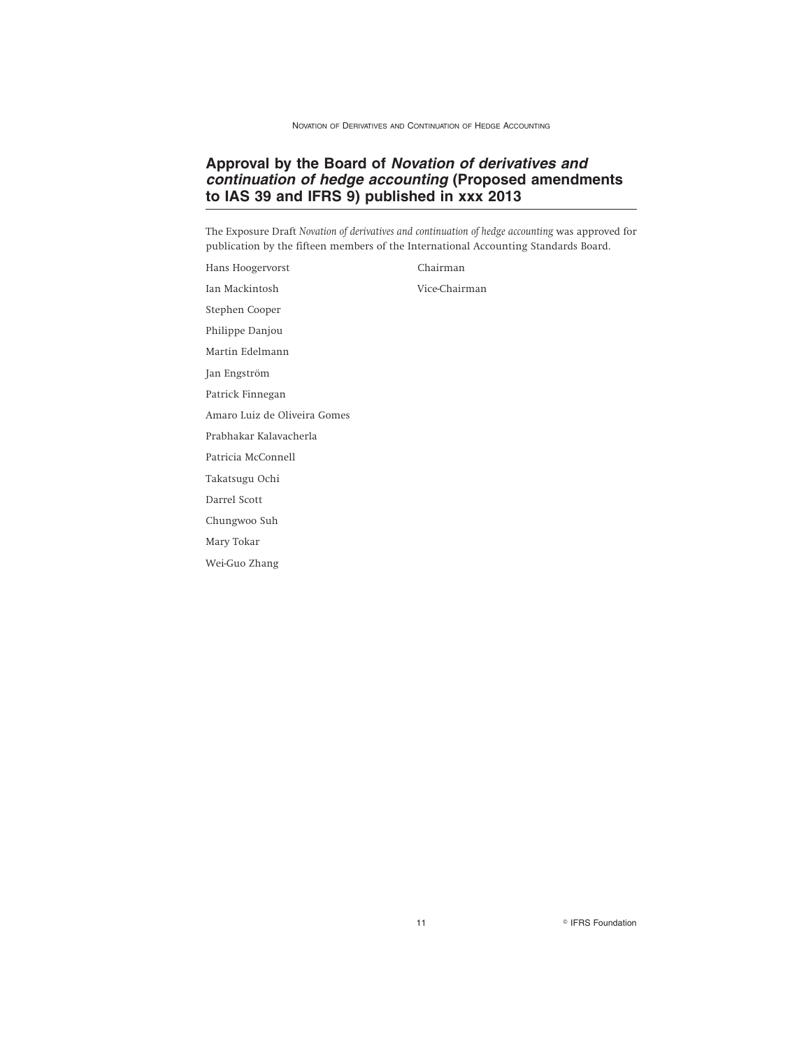## Approval by the Board of *Novation of derivatives and continuation of hedge accounting* (Proposed amendments to IAS 39 and IFRS 9) published in xxx 2013

The Exposure Draft *Novation of derivatives and continuation of hedge accounting* was approved for publication by the fifteen members of the International Accounting Standards Board.

| | |
|---|---|
| Hans Hoogervorst | Chairman |
| Ian Mackintosh | Vice-Chairman |
| Stephen Cooper | |
| Philippe Danjou | |
| Martin Edelmann | |
| Jan Engström | |
| Patrick Finnegan | |
| Amaro Luiz de Oliveira Gomes | |
| Prabhakar Kalavacherla | |
| Patricia McConnell | |
| Takatsugu Ochi | |
| Darrel Scott | |
| Chungwoo Suh | |
| Mary Tokar | |
| Wei-Guo Zhang | |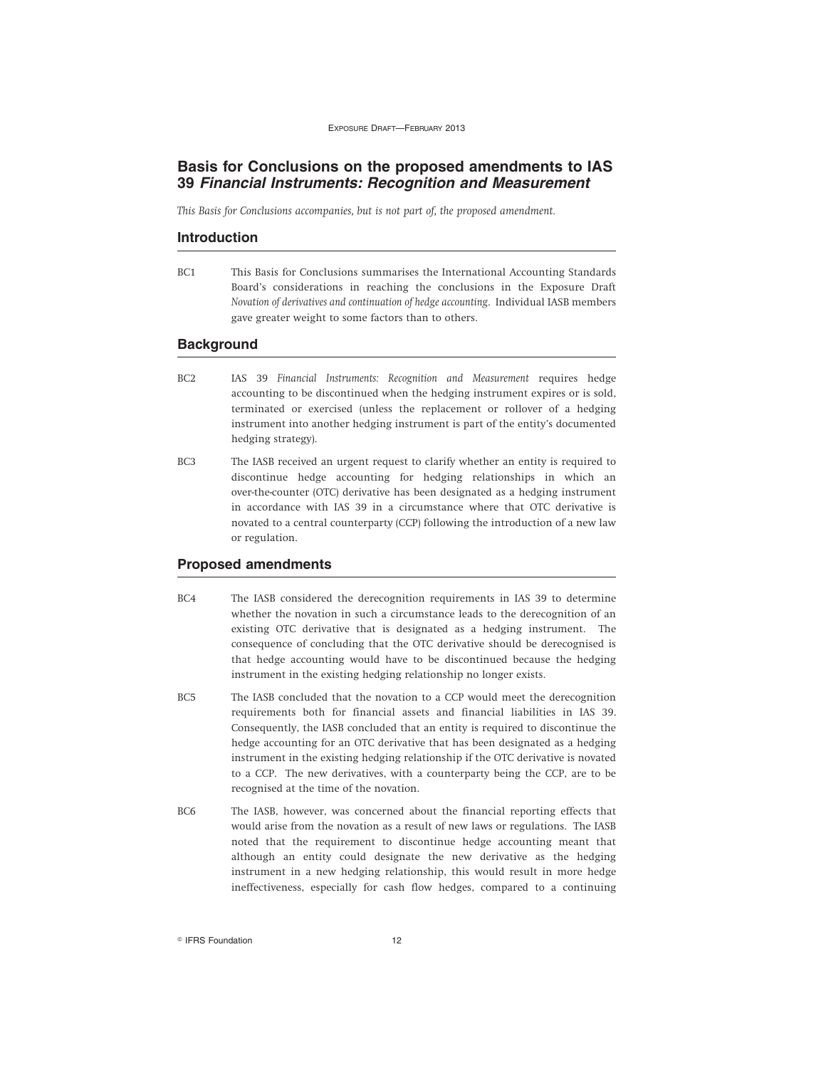## Basis for Conclusions on the proposed amendments to IAS 39 *Financial Instruments: Recognition and Measurement*

*This Basis for Conclusions accompanies, but is not part of, the proposed amendment.*

### Introduction

BC1 This Basis for Conclusions summarises the International Accounting Standards Board's considerations in reaching the conclusions in the Exposure Draft *Novation of derivatives and continuation of hedge accounting*. Individual IASB members gave greater weight to some factors than to others.

### Background

BC2 IAS 39 *Financial Instruments: Recognition and Measurement* requires hedge accounting to be discontinued when the hedging instrument expires or is sold, terminated or exercised (unless the replacement or rollover of a hedging instrument into another hedging instrument is part of the entity's documented hedging strategy).

BC3 The IASB received an urgent request to clarify whether an entity is required to discontinue hedge accounting for hedging relationships in which an over-the-counter (OTC) derivative has been designated as a hedging instrument in accordance with IAS 39 in a circumstance where that OTC derivative is novated to a central counterparty (CCP) following the introduction of a new law or regulation.

### Proposed amendments

BC4 The IASB considered the derecognition requirements in IAS 39 to determine whether the novation in such a circumstance leads to the derecognition of an existing OTC derivative that is designated as a hedging instrument. The consequence of concluding that the OTC derivative should be derecognised is that hedge accounting would have to be discontinued because the hedging instrument in the existing hedging relationship no longer exists.

BC5 The IASB concluded that the novation to a CCP would meet the derecognition requirements both for financial assets and financial liabilities in IAS 39. Consequently, the IASB concluded that an entity is required to discontinue the hedge accounting for an OTC derivative that has been designated as a hedging instrument in the existing hedging relationship if the OTC derivative is novated to a CCP. The new derivatives, with a counterparty being the CCP, are to be recognised at the time of the novation.

BC6 The IASB, however, was concerned about the financial reporting effects that would arise from the novation as a result of new laws or regulations. The IASB noted that the requirement to discontinue hedge accounting meant that although an entity could designate the new derivative as the hedging instrument in a new hedging relationship, this would result in more hedge ineffectiveness, especially for cash flow hedges, compared to a continuing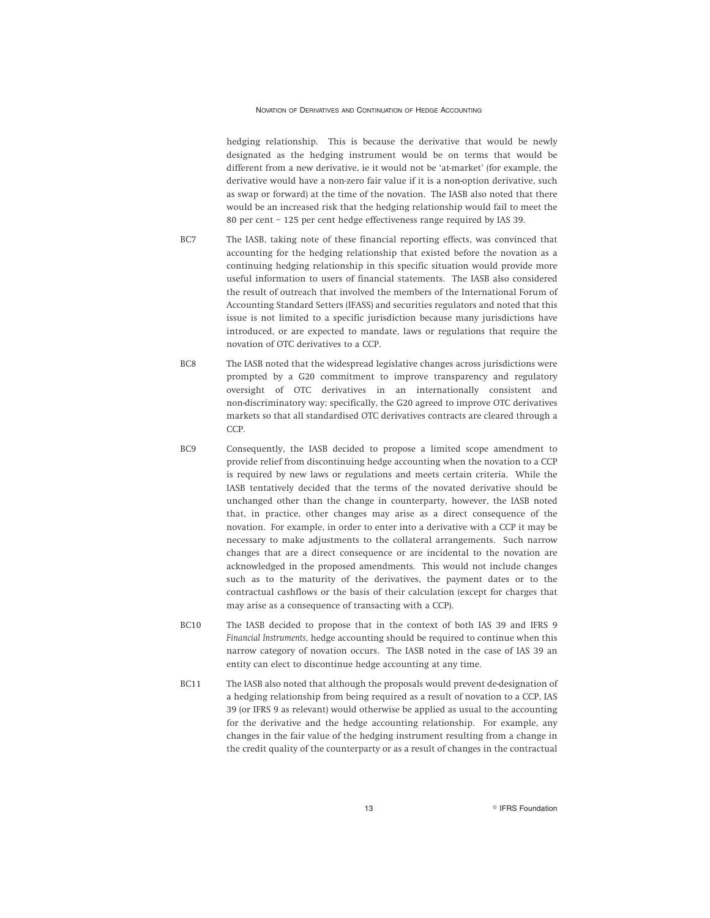hedging relationship. This is because the derivative that would be newly designated as the hedging instrument would be on terms that would be different from a new derivative, ie it would not be 'at-market' (for example, the derivative would have a non-zero fair value if it is a non-option derivative, such as swap or forward) at the time of the novation. The IASB also noted that there would be an increased risk that the hedging relationship would fail to meet the 80 per cent – 125 per cent hedge effectiveness range required by IAS 39.

BC7 The IASB, taking note of these financial reporting effects, was convinced that accounting for the hedging relationship that existed before the novation as a continuing hedging relationship in this specific situation would provide more useful information to users of financial statements. The IASB also considered the result of outreach that involved the members of the International Forum of Accounting Standard Setters (IFASS) and securities regulators and noted that this issue is not limited to a specific jurisdiction because many jurisdictions have introduced, or are expected to mandate, laws or regulations that require the novation of OTC derivatives to a CCP.

BC8 The IASB noted that the widespread legislative changes across jurisdictions were prompted by a G20 commitment to improve transparency and regulatory oversight of OTC derivatives in an internationally consistent and non-discriminatory way; specifically, the G20 agreed to improve OTC derivatives markets so that all standardised OTC derivatives contracts are cleared through a CCP.

BC9 Consequently, the IASB decided to propose a limited scope amendment to provide relief from discontinuing hedge accounting when the novation to a CCP is required by new laws or regulations and meets certain criteria. While the IASB tentatively decided that the terms of the novated derivative should be unchanged other than the change in counterparty, however, the IASB noted that, in practice, other changes may arise as a direct consequence of the novation. For example, in order to enter into a derivative with a CCP it may be necessary to make adjustments to the collateral arrangements. Such narrow changes that are a direct consequence or are incidental to the novation are acknowledged in the proposed amendments. This would not include changes such as to the maturity of the derivatives, the payment dates or to the contractual cashflows or the basis of their calculation (except for charges that may arise as a consequence of transacting with a CCP).

BC10 The IASB decided to propose that in the context of both IAS 39 and IFRS 9 *Financial Instruments*, hedge accounting should be required to continue when this narrow category of novation occurs. The IASB noted in the case of IAS 39 an entity can elect to discontinue hedge accounting at any time.

BC11 The IASB also noted that although the proposals would prevent de-designation of a hedging relationship from being required as a result of novation to a CCP, IAS 39 (or IFRS 9 as relevant) would otherwise be applied as usual to the accounting for the derivative and the hedge accounting relationship. For example, any changes in the fair value of the hedging instrument resulting from a change in the credit quality of the counterparty or as a result of changes in the contractual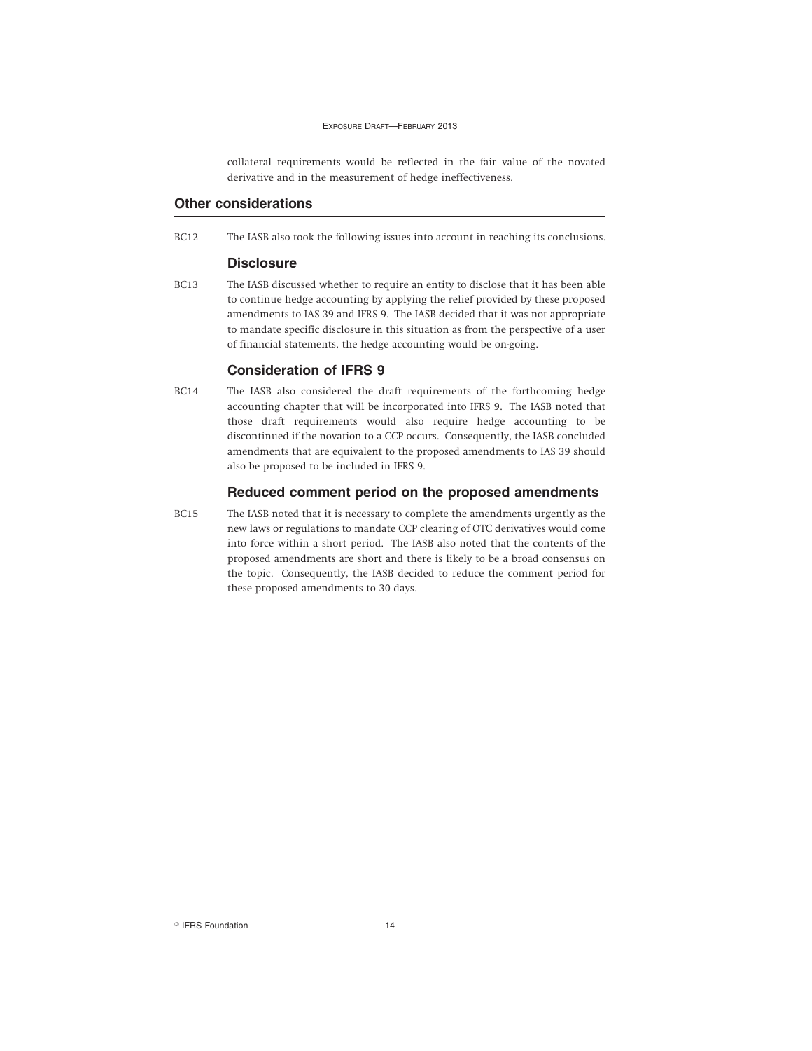collateral requirements would be reflected in the fair value of the novated derivative and in the measurement of hedge ineffectiveness.

## Other considerations

BC12 The IASB also took the following issues into account in reaching its conclusions.

### Disclosure

BC13 The IASB discussed whether to require an entity to disclose that it has been able to continue hedge accounting by applying the relief provided by these proposed amendments to IAS 39 and IFRS 9. The IASB decided that it was not appropriate to mandate specific disclosure in this situation as from the perspective of a user of financial statements, the hedge accounting would be on-going.

### Consideration of IFRS 9

BC14 The IASB also considered the draft requirements of the forthcoming hedge accounting chapter that will be incorporated into IFRS 9. The IASB noted that those draft requirements would also require hedge accounting to be discontinued if the novation to a CCP occurs. Consequently, the IASB concluded amendments that are equivalent to the proposed amendments to IAS 39 should also be proposed to be included in IFRS 9.

### Reduced comment period on the proposed amendments

BC15 The IASB noted that it is necessary to complete the amendments urgently as the new laws or regulations to mandate CCP clearing of OTC derivatives would come into force within a short period. The IASB also noted that the contents of the proposed amendments are short and there is likely to be a broad consensus on the topic. Consequently, the IASB decided to reduce the comment period for these proposed amendments to 30 days.